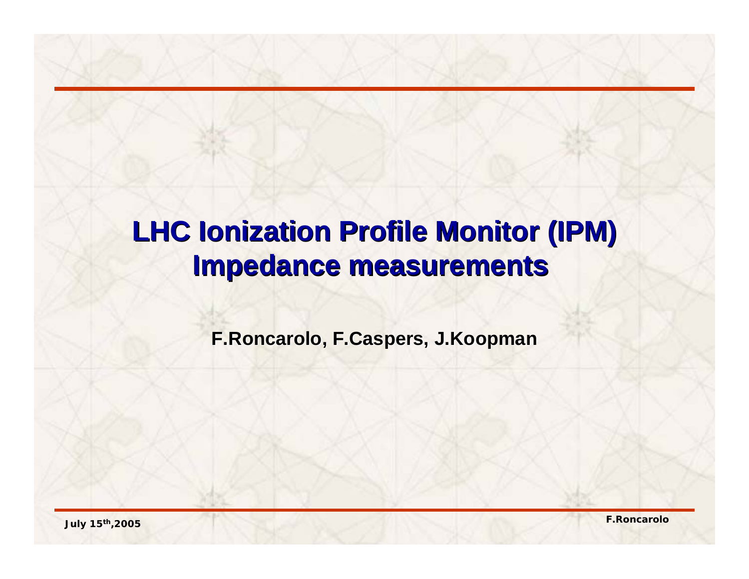# LHC Ionization Profile Monitor (IPM) Impedance measurements

**F.Roncarolo, F.Caspers, J.Koopman**

July 15th,2005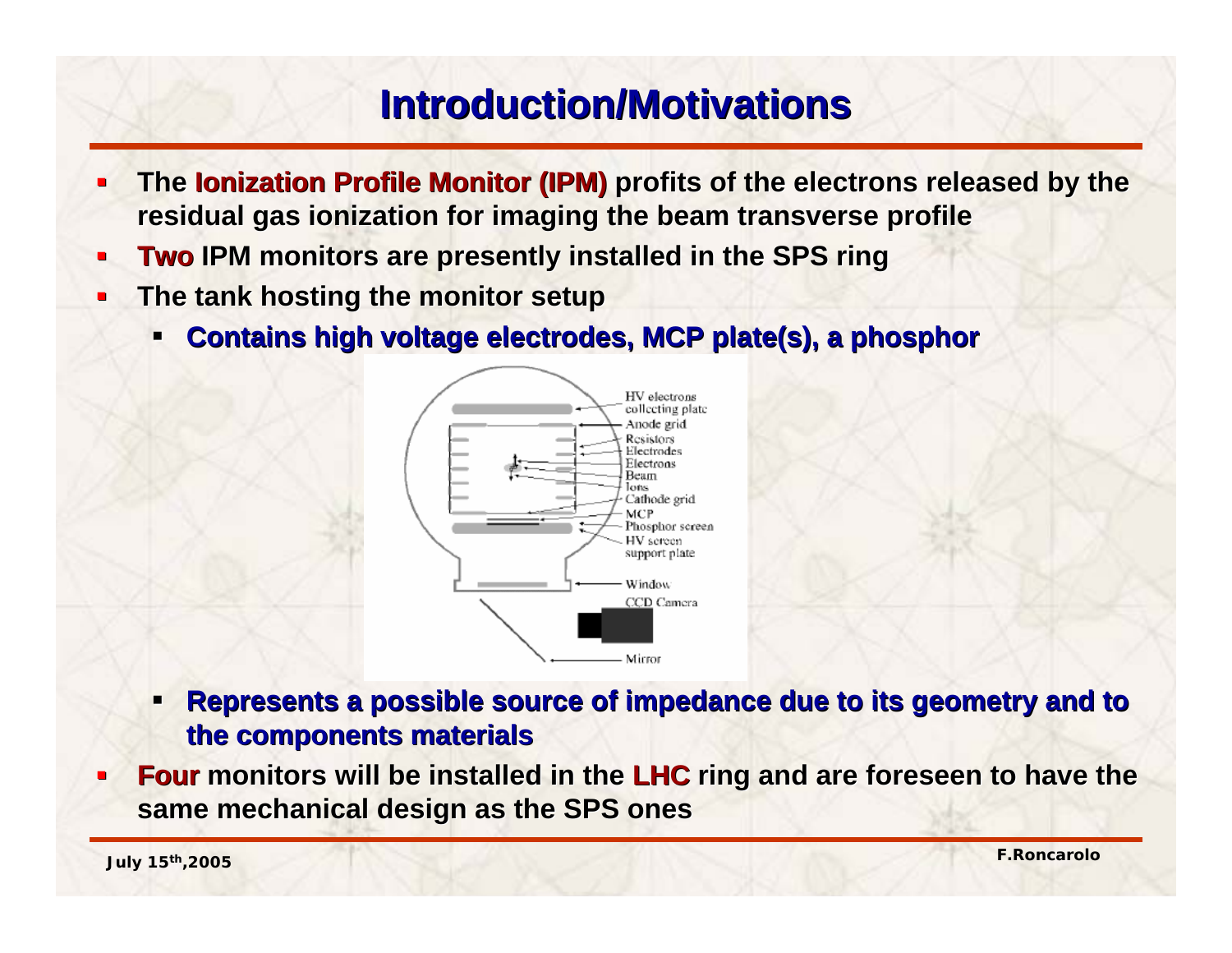# Introduction/Motivations

- The **Ionization Profile Monitor (IPM)** profits of the electrons released by the residual gas ionization for imaging the beam transverse profile
- **Two** IPM monitors are presently installed in the SPS ring
- The tank hosting the monitor setup
  - Contains high voltage electrodes, MCP plate(s), a phosphor

HV electrons collecting plate
Anode grid
Resistors
Electrodes
Electrons
Beam
Ions
Cathode grid
MCP
Phosphor screen
HV screen support plate
Window
CCD Camera
Mirror

  - Represents a possible source of impedance due to its geometry and to the components materials
- **Four** monitors will be installed in the **LHC** ring and are foreseen to have the same mechanical design as the SPS ones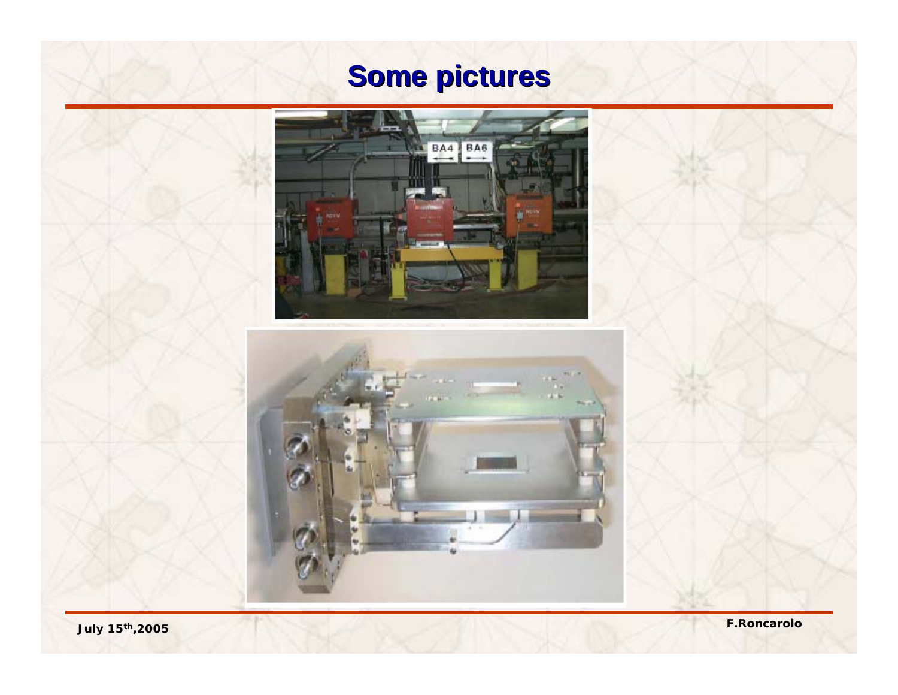# Some pictures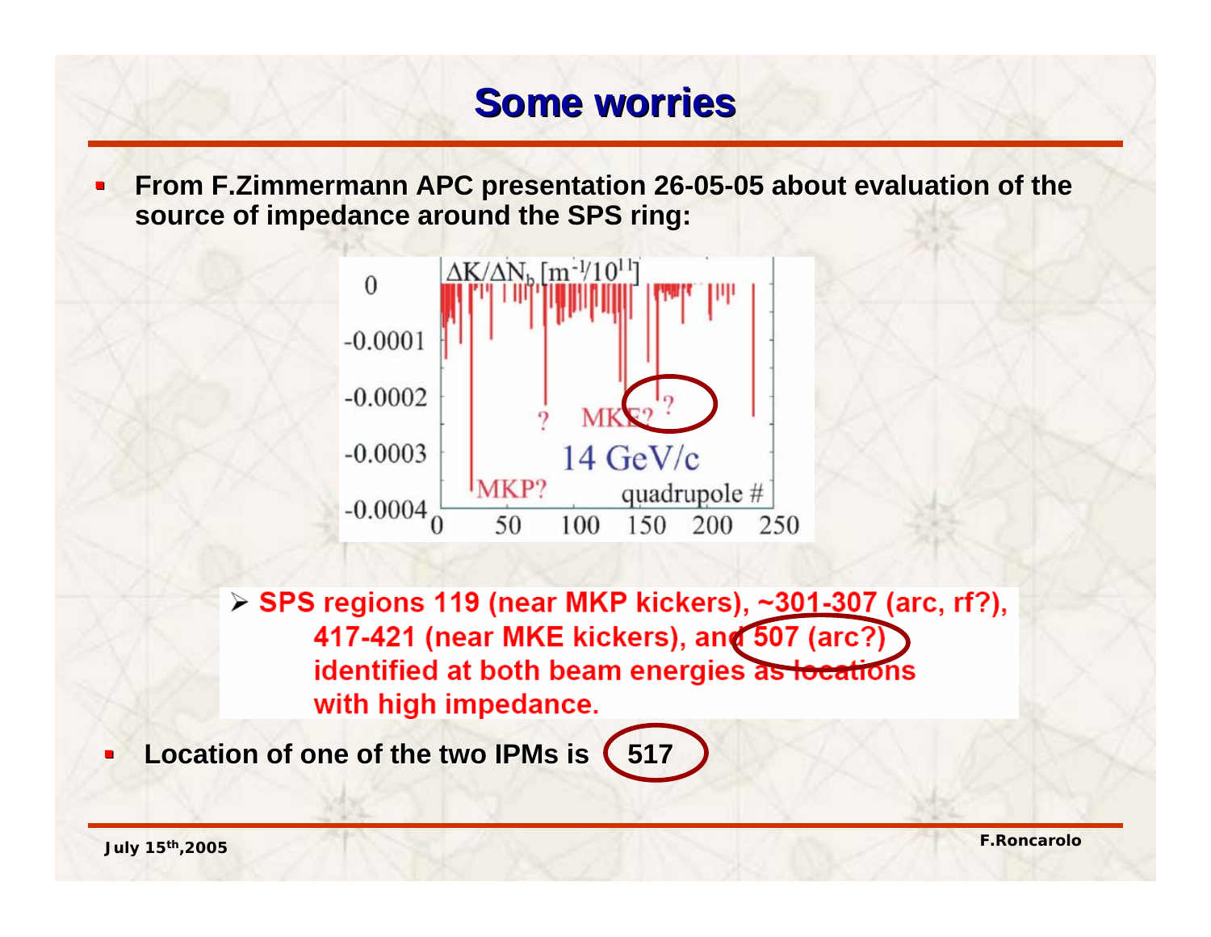# Some worries

- **From F.Zimmermann APC presentation 26-05-05 about evaluation of the source of impedance around the SPS ring:**

> - **SPS regions 119 (near MKP kickers), ~301-307 (arc, rf?), 417-421 (near MKE kickers), and 507 (arc?) identified at both beam energies as locations with high impedance.**

- **Location of one of the two IPMs is 517**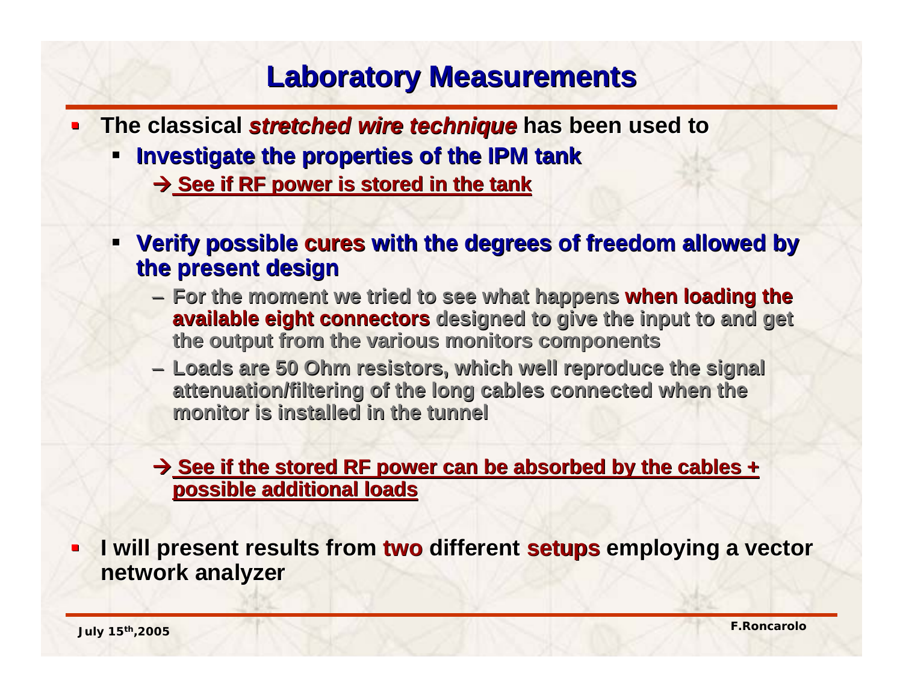# Laboratory Measurements

- The classical ***stretched wire technique*** has been used to
  - **Investigate the properties of the IPM tank**
    - → **See if RF power is stored in the tank**
  - **Verify possible cures with the degrees of freedom allowed by the present design**
    - For the moment we tried to see what happens **when loading the available eight connectors** designed to give the input to and get the output from the various monitors components
    - Loads are 50 Ohm resistors, which well reproduce the signal attenuation/filtering of the long cables connected when the monitor is installed in the tunnel
    - → **See if the stored RF power can be absorbed by the cables + possible additional loads**
- I will present results from **two** different **setups** employing a vector network analyzer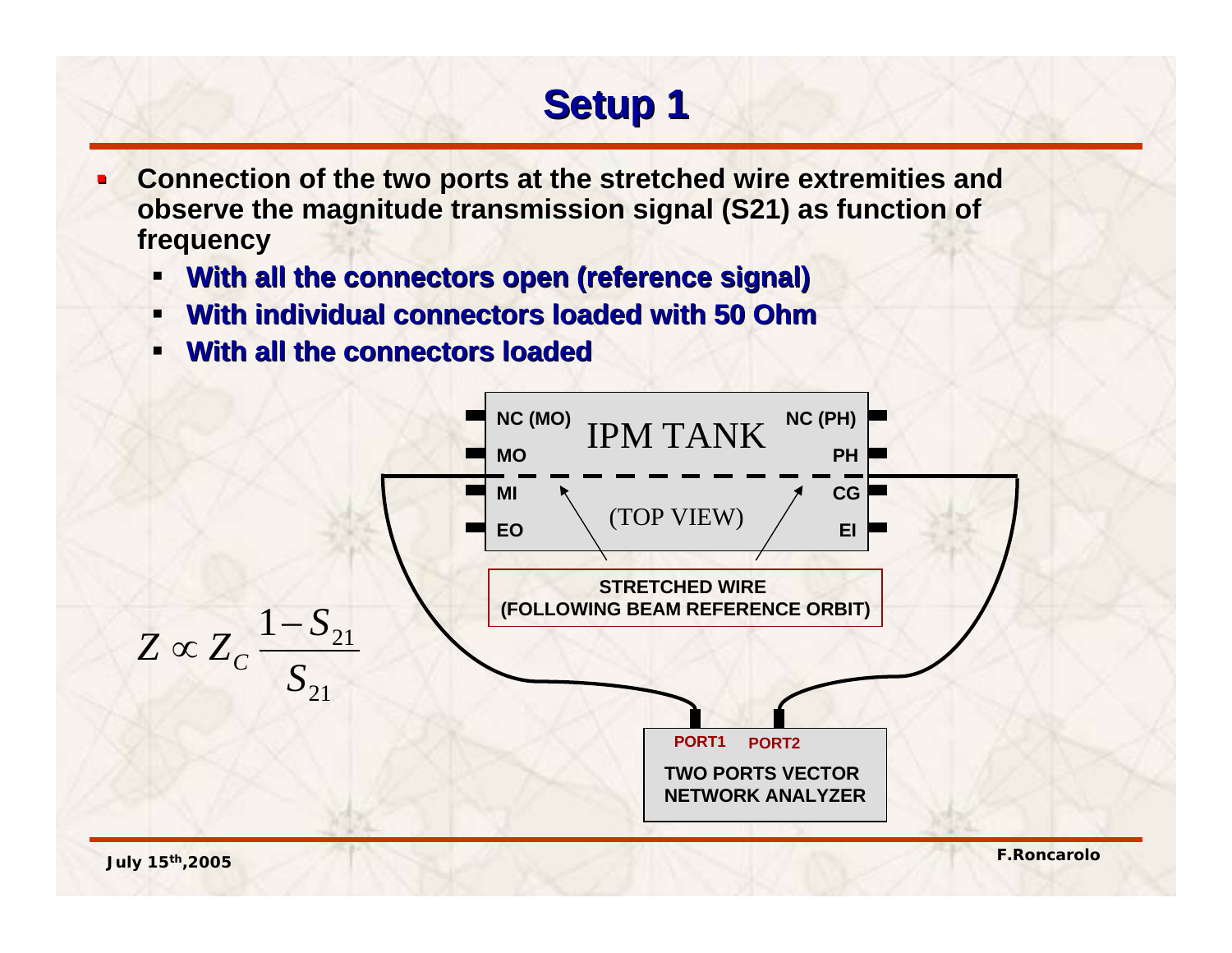# Setup 1

- Connection of the two ports at the stretched wire extremities and observe the magnitude transmission signal (S21) as function of frequency
  - **With all the connectors open (reference signal)**
  - **With individual connectors loaded with 50 Ohm**
  - **With all the connectors loaded**

IPM TANK (TOP VIEW)

NC (MO), MO, MI, EO, NC (PH), PH, CG, EI

STRETCHED WIRE (FOLLOWING BEAM REFERENCE ORBIT)

PORT1 PORT2

TWO PORTS VECTOR NETWORK ANALYZER

$$Z \propto Z_C \frac{1 - S_{21}}{S_{21}}$$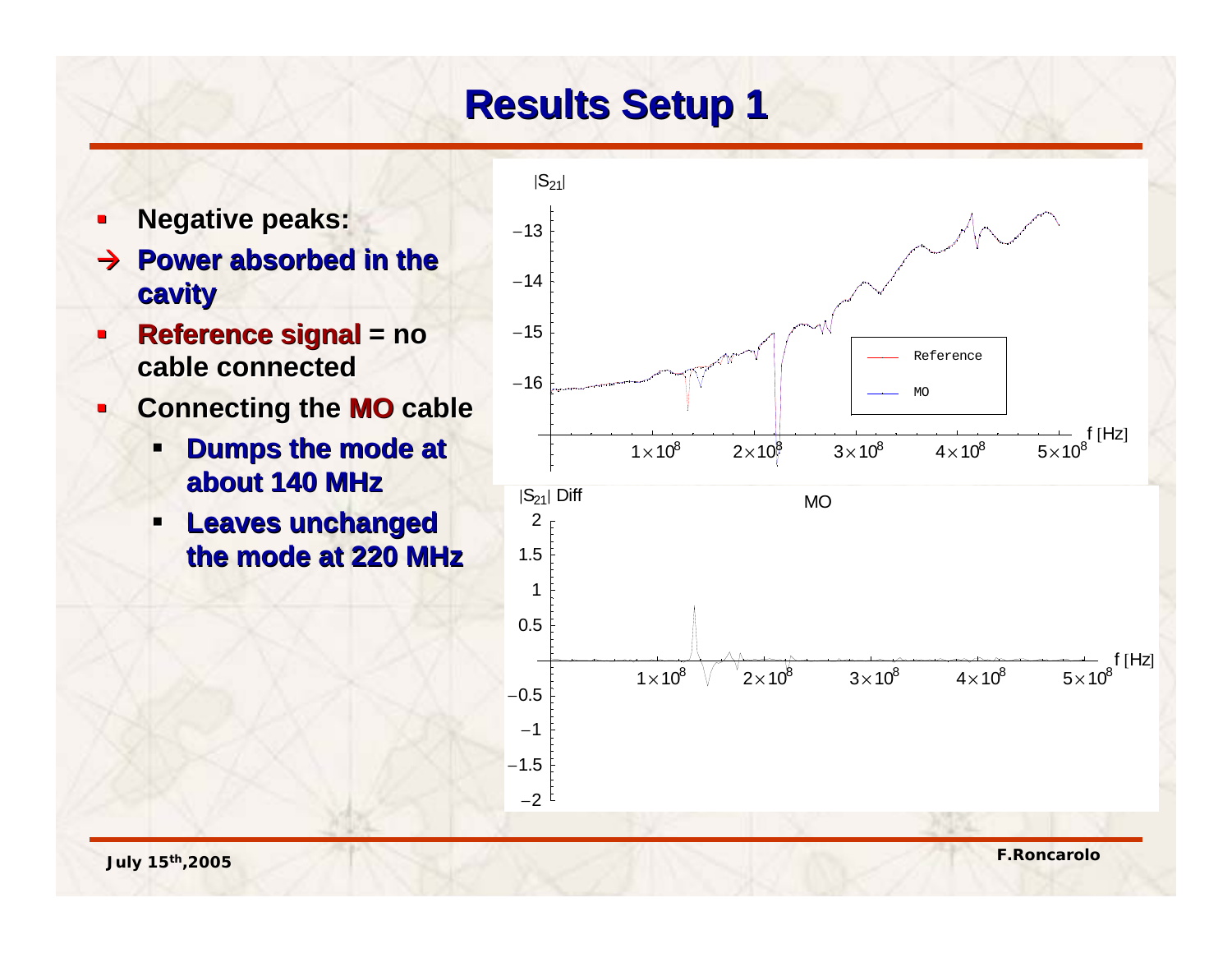# Results Setup 1

- **Negative peaks:**
- → **Power absorbed in the cavity**
- **Reference signal = no cable connected**
- **Connecting the MO cable**
  - **Dumps the mode at about 140 MHz**
  - **Leaves unchanged the mode at 220 MHz**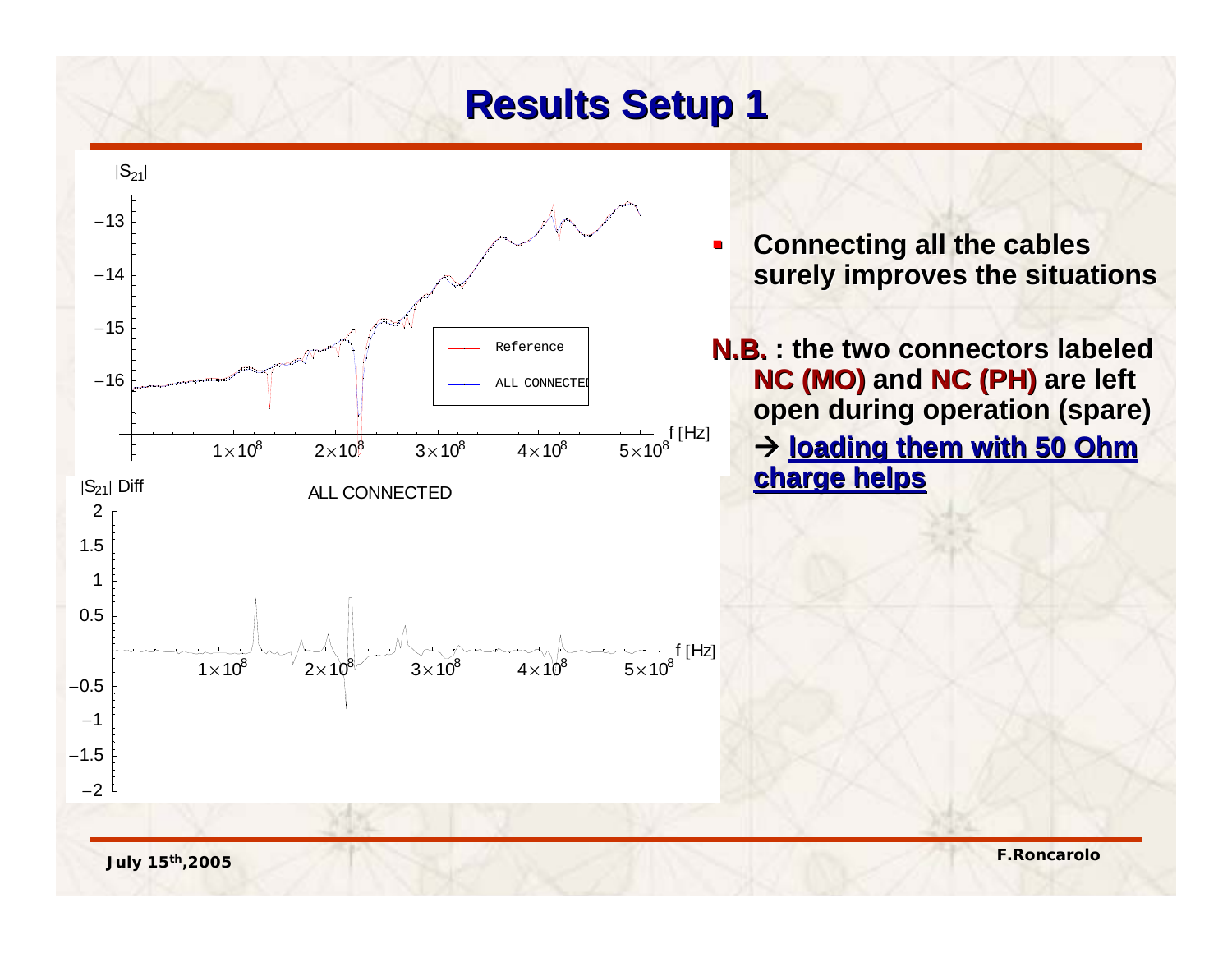# Results Setup 1

- **Connecting all the cables surely improves the situations**

**N.B. : the two connectors labeled NC (MO) and NC (PH) are left open during operation (spare)**

**→ loading them with 50 Ohm charge helps**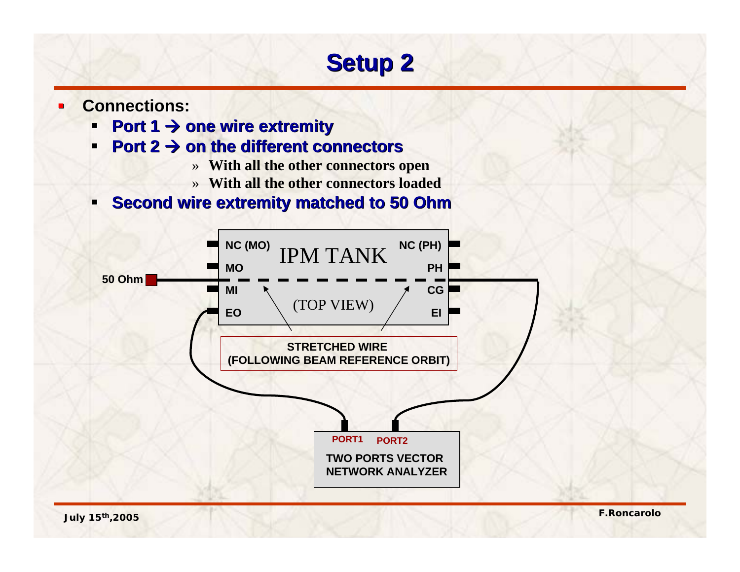# Setup 2

- **Connections:**
  - **Port 1 → one wire extremity**
  - **Port 2 → on the different connectors**
    - » **With all the other connectors open**
    - » **With all the other connectors loaded**
  - **Second wire extremity matched to 50 Ohm**

50 Ohm

IPM TANK

(TOP VIEW)

NC (MO) | NC (PH)
MO | PH
MI | CG
EO | EI

STRETCHED WIRE
(FOLLOWING BEAM REFERENCE ORBIT)

PORT1 PORT2

TWO PORTS VECTOR NETWORK ANALYZER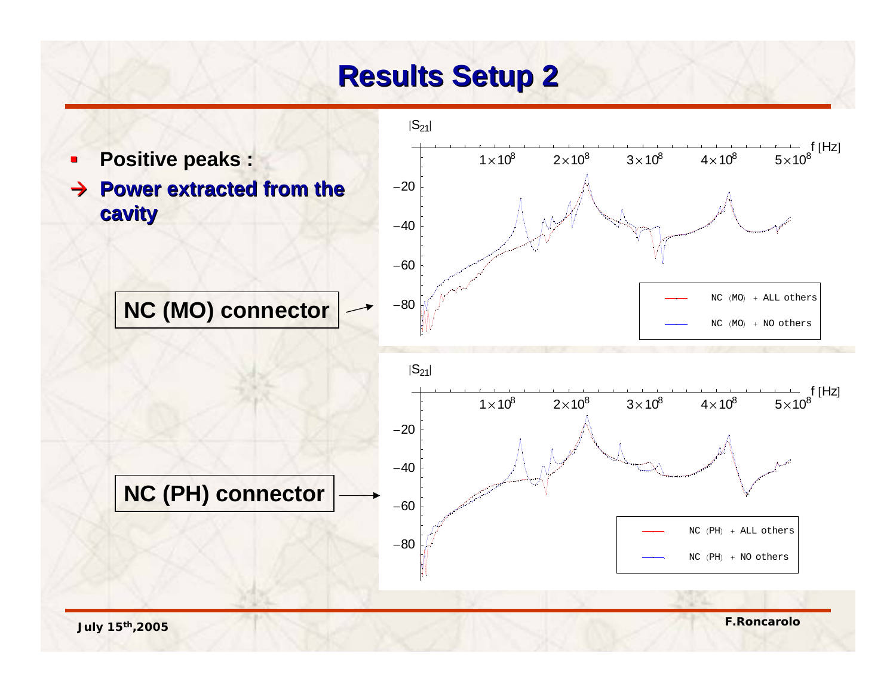# Results Setup 2

- **Positive peaks :**
- → **Power extracted from the cavity**

**NC (MO) connector** →

**NC (PH) connector** →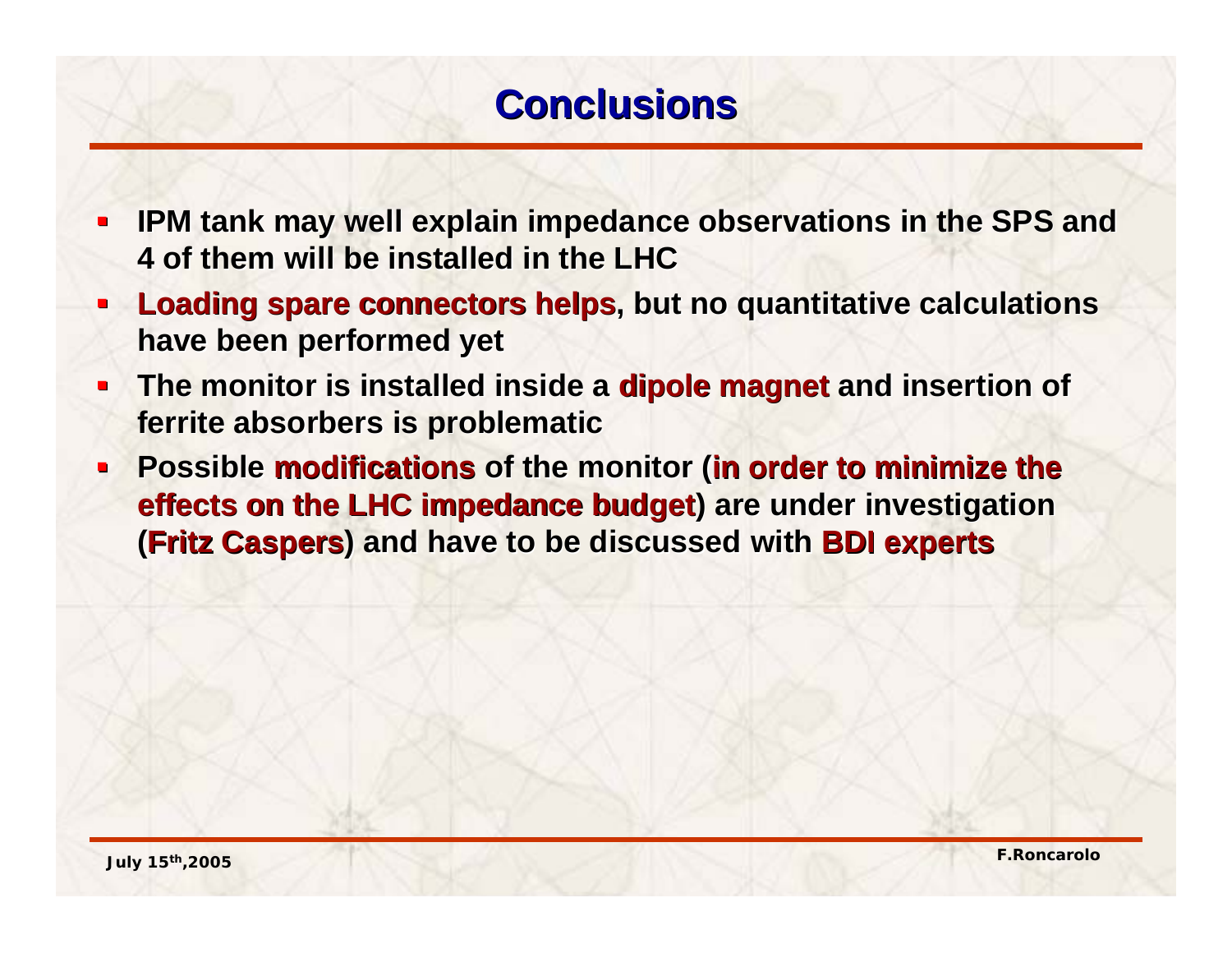# Conclusions

- **IPM tank may well explain impedance observations in the SPS and 4 of them will be installed in the LHC**
- **Loading spare connectors helps, but no quantitative calculations have been performed yet**
- **The monitor is installed inside a dipole magnet and insertion of ferrite absorbers is problematic**
- **Possible modifications of the monitor (in order to minimize the effects on the LHC impedance budget) are under investigation (Fritz Caspers) and have to be discussed with BDI experts**